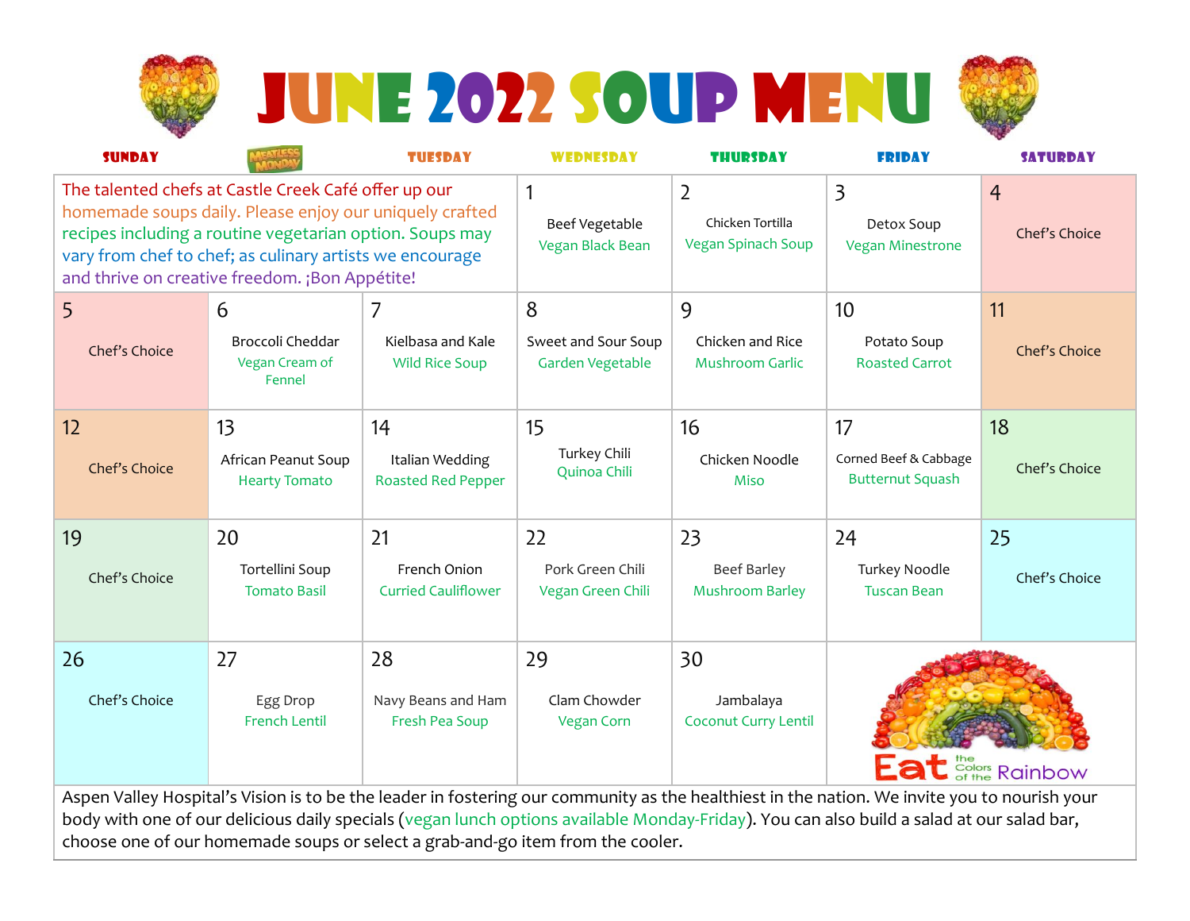# JUNE 2022 SOUP MENU

| SUNDAY | MEATLESS MONDAY | TUESDAY | WEDNESDAY | THURSDAY | FRIDAY | SATURDAY |
|---|---|---|---|---|---|---|
| The talented chefs at Castle Creek Café offer up our homemade soups daily. Please enjoy our uniquely crafted recipes including a routine vegetarian option. Soups may vary from chef to chef; as culinary artists we encourage and thrive on creative freedom. ¡Bon Appétite! | | | 1<br>Beef Vegetable<br>Vegan Black Bean | 2<br>Chicken Tortilla<br>Vegan Spinach Soup | 3<br>Detox Soup<br>Vegan Minestrone | 4<br>Chef's Choice |
| 5<br>Chef's Choice | 6<br>Broccoli Cheddar<br>Vegan Cream of Fennel | 7<br>Kielbasa and Kale<br>Wild Rice Soup | 8<br>Sweet and Sour Soup<br>Garden Vegetable | 9<br>Chicken and Rice<br>Mushroom Garlic | 10<br>Potato Soup<br>Roasted Carrot | 11<br>Chef's Choice |
| 12<br>Chef's Choice | 13<br>African Peanut Soup<br>Hearty Tomato | 14<br>Italian Wedding<br>Roasted Red Pepper | 15<br>Turkey Chili<br>Quinoa Chili | 16<br>Chicken Noodle<br>Miso | 17<br>Corned Beef & Cabbage<br>Butternut Squash | 18<br>Chef's Choice |
| 19<br>Chef's Choice | 20<br>Tortellini Soup<br>Tomato Basil | 21<br>French Onion<br>Curried Cauliflower | 22<br>Pork Green Chili<br>Vegan Green Chili | 23<br>Beef Barley<br>Mushroom Barley | 24<br>Turkey Noodle<br>Tuscan Bean | 25<br>Chef's Choice |
| 26<br>Chef's Choice | 27<br>Egg Drop<br>French Lentil | 28<br>Navy Beans and Ham<br>Fresh Pea Soup | 29<br>Clam Chowder<br>Vegan Corn | 30<br>Jambalaya<br>Coconut Curry Lentil | Eat the Colors of the Rainbow | |

Aspen Valley Hospital's Vision is to be the leader in fostering our community as the healthiest in the nation. We invite you to nourish your body with one of our delicious daily specials (vegan lunch options available Monday-Friday). You can also build a salad at our salad bar, choose one of our homemade soups or select a grab-and-go item from the cooler.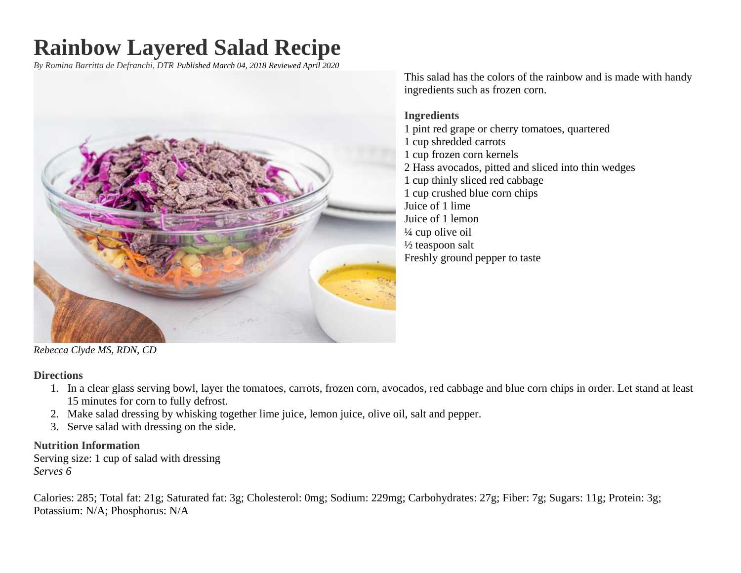# Rainbow Layered Salad Recipe

*By Romina Barritta de Defranchi, DTR* *Published March 04, 2018 Reviewed April 2020*

*Rebecca Clyde MS, RDN, CD*

This salad has the colors of the rainbow and is made with handy ingredients such as frozen corn.

### Ingredients

1 pint red grape or cherry tomatoes, quartered
1 cup shredded carrots
1 cup frozen corn kernels
2 Hass avocados, pitted and sliced into thin wedges
1 cup thinly sliced red cabbage
1 cup crushed blue corn chips
Juice of 1 lime
Juice of 1 lemon
¼ cup olive oil
½ teaspoon salt
Freshly ground pepper to taste

### Directions

1. In a clear glass serving bowl, layer the tomatoes, carrots, frozen corn, avocados, red cabbage and blue corn chips in order. Let stand at least 15 minutes for corn to fully defrost.
2. Make salad dressing by whisking together lime juice, lemon juice, olive oil, salt and pepper.
3. Serve salad with dressing on the side.

### Nutrition Information

Serving size: 1 cup of salad with dressing
*Serves 6*

Calories: 285; Total fat: 21g; Saturated fat: 3g; Cholesterol: 0mg; Sodium: 229mg; Carbohydrates: 27g; Fiber: 7g; Sugars: 11g; Protein: 3g; Potassium: N/A; Phosphorus: N/A